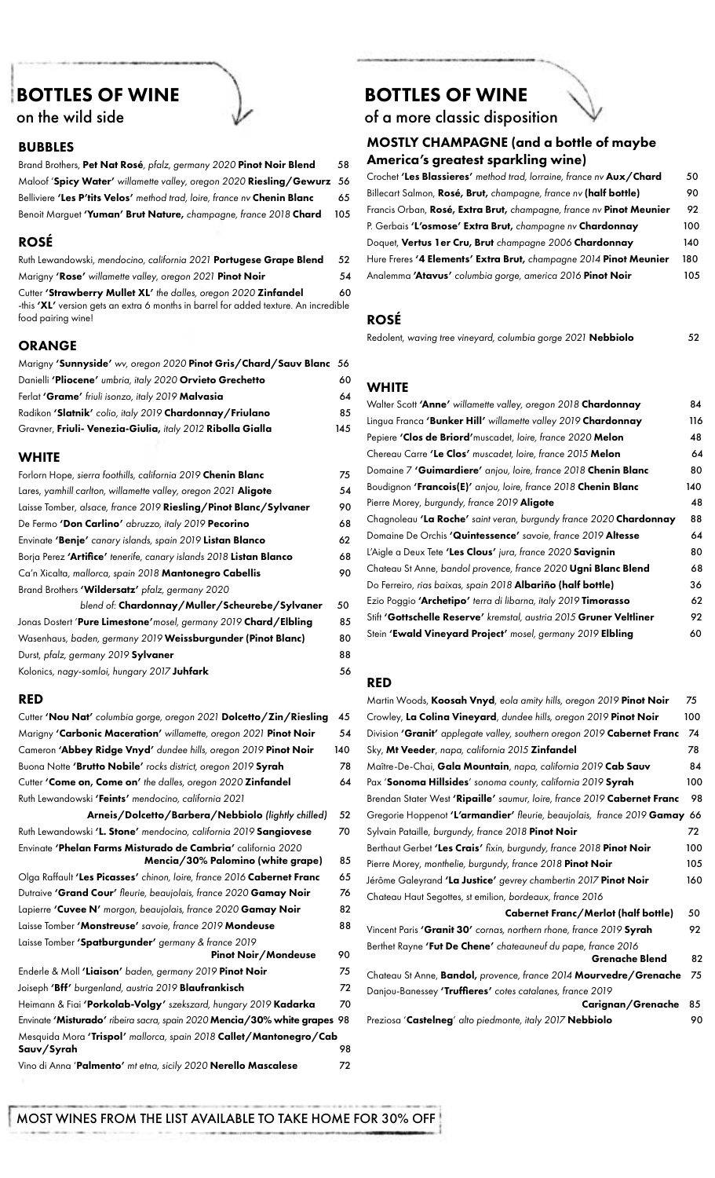# BOTTLES OF WINE

## on the wild side

### BUBBLES

Brand Brothers, **Pet Nat Rosé**, *pfalz, germany 2020* **Pinot Noir Blend** 58

Maloof '**Spicy Water**' *willamette valley, oregon 2020* **Riesling/Gewurz** 56

Belliviere **'Les P'tits Velos'** *method trad, loire, france nv* **Chenin Blanc** 65

Benoit Marguet **'Yuman' Brut Nature,** *champagne, france 2018* **Chard** 105

### ROSÉ

Ruth Lewandowski, *mendocino, california 2021* **Portugese Grape Blend** 52

Marigny **'Rose'** *willamette valley, oregon 2021* **Pinot Noir** 54

Cutter **'Strawberry Mullet XL'** *the dalles, oregon 2020* **Zinfandel** 60
-this **'XL'** version gets an extra 6 months in barrel for added texture. An incredible food pairing wine!

### ORANGE

Marigny **'Sunnyside'** *wv, oregon 2020* **Pinot Gris/Chard/Sauv Blanc** 56

Danielli **'Pliocene'** *umbria, italy 2020* **Orvieto Grechetto** 60

Ferlat **'Grame'** *friuli isonzo, italy 2019* **Malvasia** 64

Radikon **'Slatnik'** *colio, italy 2019* **Chardonnay/Friulano** 85

Gravner, **Friuli- Venezia-Giulia,** *italy 2012* **Ribolla Gialla** 145

### WHITE

Forlorn Hope, *sierra foothills, california 2019* **Chenin Blanc** 75

Lares, *yamhill carlton, willamette valley, oregon 2021* **Aligote** 54

Laisse Tomber, *alsace, france 2019* **Riesling/Pinot Blanc/Sylvaner** 90

De Fermo **'Don Carlino'** *abruzzo, italy 2019* **Pecorino** 68

Envinate **'Benje'** *canary islands, spain 2019* **Listan Blanco** 62

Borja Perez **'Artifice'** *tenerife, canary islands 2018* **Listan Blanco** 68

Ca'n Xicalta, *mallorca, spain 2018* **Mantonegro Cabellis** 90

Brand Brothers **'Wildersatz'** *pfalz, germany 2020*
blend of: **Chardonnay/Muller/Scheurebe/Sylvaner** 50

Jonas Dostert **'Pure Limestone'** *mosel, germany 2019* **Chard/Elbling** 85

Wasenhaus, *baden, germany 2019* **Weissburgunder (Pinot Blanc)** 80

Durst, *pfalz, germany 2019* **Sylvaner** 88

Kolonics, *nagy-somloi, hungary 2017* **Juhfark** 56

### RED

Cutter **'Nou Nat'** *columbia gorge, oregon 2021* **Dolcetto/Zin/Riesling** 45

Marigny **'Carbonic Maceration'** *willamette, oregon 2021* **Pinot Noir** 54

Cameron **'Abbey Ridge Vnyd'** *dundee hills, oregon 2019* **Pinot Noir** 140

Buona Notte **'Brutto Nobile'** *rocks district, oregon 2019* **Syrah** 78

Cutter **'Come on, Come on'** *the dalles, oregon 2020* **Zinfandel** 64

Ruth Lewandowski **'Feints'** *mendocino, california 2021*
**Arneis/Dolcetto/Barbera/Nebbiolo** *(lightly chilled)* 52

Ruth Lewandowski **'L. Stone'** *mendocino, california 2019* **Sangiovese** 70

Envinate **'Phelan Farms Misturado de Cambria'** *california 2020*
**Mencia/30% Palomino (white grape)** 85

Olga Raffault **'Les Picasses'** *chinon, loire, france 2016* **Cabernet Franc** 65

Dutraive **'Grand Cour'** *fleurie, beaujolais, france 2020* **Gamay Noir** 76

Lapierre **'Cuvee N'** *morgon, beaujolais, france 2020* **Gamay Noir** 82

Laisse Tomber **'Monstreuse'** *savoie, france 2019* **Mondeuse** 88

Laisse Tomber **'Spatburgunder'** *germany & france 2019*
**Pinot Noir/Mondeuse** 90

Enderle & Moll **'Liaison'** *baden, germany 2019* **Pinot Noir** 75

Joiseph **'Bff'** *burgenland, austria 2019* **Blaufrankisch** 72

Heimann & Fiai **'Porkolab-Volgy'** *szekszard, hungary 2019* **Kadarka** 70

Envinate **'Misturado'** *ribeira sacra, spain 2020* **Mencia/30% white grapes** 98

Mesquida Mora **'Trispol'** *mallorca, spain 2018* **Callet/Mantonegro/Cab Sauv/Syrah** 98

Vino di Anna **'Palmento'** *mt etna, sicily 2020* **Nerello Mascalese** 72

# BOTTLES OF WINE

## of a more classic disposition

### MOSTLY CHAMPAGNE (and a bottle of maybe America's greatest sparkling wine)

Crochet **'Les Blassieres'** *method trad, lorraine, france nv* **Aux/Chard** 50

Billecart Salmon, **Rosé, Brut,** *champagne, france nv* **(half bottle)** 90

Francis Orban, **Rosé, Extra Brut,** *champagne, france nv* **Pinot Meunier** 92

P. Gerbais **'L'osmose' Extra Brut,** *champagne nv* **Chardonnay** 100

Doquet, **Vertus 1er Cru, Brut** *champagne 2006* **Chardonnay** 140

Hure Freres **'4 Elements' Extra Brut,** *champagne 2014* **Pinot Meunier** 180

Analemma **'Atavus'** *columbia gorge, america 2016* **Pinot Noir** 105

### ROSÉ

Redolent, *waving tree vineyard, columbia gorge 2021* **Nebbiolo** 52

### WHITE

Walter Scott **'Anne'** *willamette valley, oregon 2018* **Chardonnay** 84

Lingua Franca **'Bunker Hill'** *willamette valley 2019* **Chardonnay** 116

Pepiere **'Clos de Briord'** *muscadet, loire, france 2020* **Melon** 48

Chereau Carre **'Le Clos'** *muscadet, loire, france 2015* **Melon** 64

Domaine 7 **'Guimardiere'** *anjou, loire, france 2018* **Chenin Blanc** 80

Boudignon **'Francois(E)'** *anjou, loire, france 2018* **Chenin Blanc** 140

Pierre Morey, *burgundy, france 2019* **Aligote** 48

Chagnoleau **'La Roche'** *saint veran, burgundy france 2020* **Chardonnay** 88

Domaine De Orchis **'Quintessence'** *savoie, france 2019* **Altesse** 64

L'Aigle a Deux Tete **'Les Clous'** *jura, france 2020* **Savignin** 80

Chateau St Anne, *bandol provence, france 2020* **Ugni Blanc Blend** 68

Do Ferreiro, *rias baixas, spain 2018* **Albariño (half bottle)** 36

Ezio Poggio **'Archetipo'** *terra di libarna, italy 2019* **Timorasso** 62

Stift **'Gottschelle Reserve'** *kremstal, austria 2015* **Gruner Veltliner** 92

Stein **'Ewald Vineyard Project'** *mosel, germany 2019* **Elbling** 60

### RED

Martin Woods, **Koosah Vnyd**, *eola amity hills, oregon 2019* **Pinot Noir** 75

Crowley, **La Colina Vineyard**, *dundee hills, oregon 2019* **Pinot Noir** 100

Division **'Granit'** *applegate valley, southern oregon 2019* **Cabernet Franc** 74

Sky, **Mt Veeder**, *napa, california 2015* **Zinfandel** 78

Maître-De-Chai, **Gala Mountain**, *napa, california 2019* **Cab Sauv** 84

Pax **'Sonoma Hillsides'** *sonoma county, california 2019* **Syrah** 100

Brendan Stater West **'Ripaille'** *saumur, loire, france 2019* **Cabernet Franc** 98

Gregorie Hoppenot **'L'armandier'** *fleurie, beaujolais, france 2019* **Gamay** 66

Sylvain Pataille, *burgundy, france 2018* **Pinot Noir** 72

Berthaut Gerbet **'Les Crais'** *fixin, burgundy, france 2018* **Pinot Noir** 100

Pierre Morey, *monthelie, burgundy, france 2018* **Pinot Noir** 105

Jérôme Galeyrand **'La Justice'** *gevrey chambertin 2017* **Pinot Noir** 160

Chateau Haut Segottes, *st emilion, bordeaux, france 2016*
**Cabernet Franc/Merlot (half bottle)** 50

Vincent Paris **'Granit 30'** *cornas, northern rhone, france 2019* **Syrah** 92

Berthet Rayne **'Fut De Chene'** *chateauneuf du pape, france 2016*
**Grenache Blend** 82

Chateau St Anne, **Bandol,** *provence, france 2014* **Mourvedre/Grenache** 75

Danjou-Banessey **'Truffieres'** *cotes catalanes, france 2019*
**Carignan/Grenache** 85

Preziosa **'Castelneg'** *alto piedmonte, italy 2017* **Nebbiolo** 90

MOST WINES FROM THE LIST AVAILABLE TO TAKE HOME FOR 30% OFF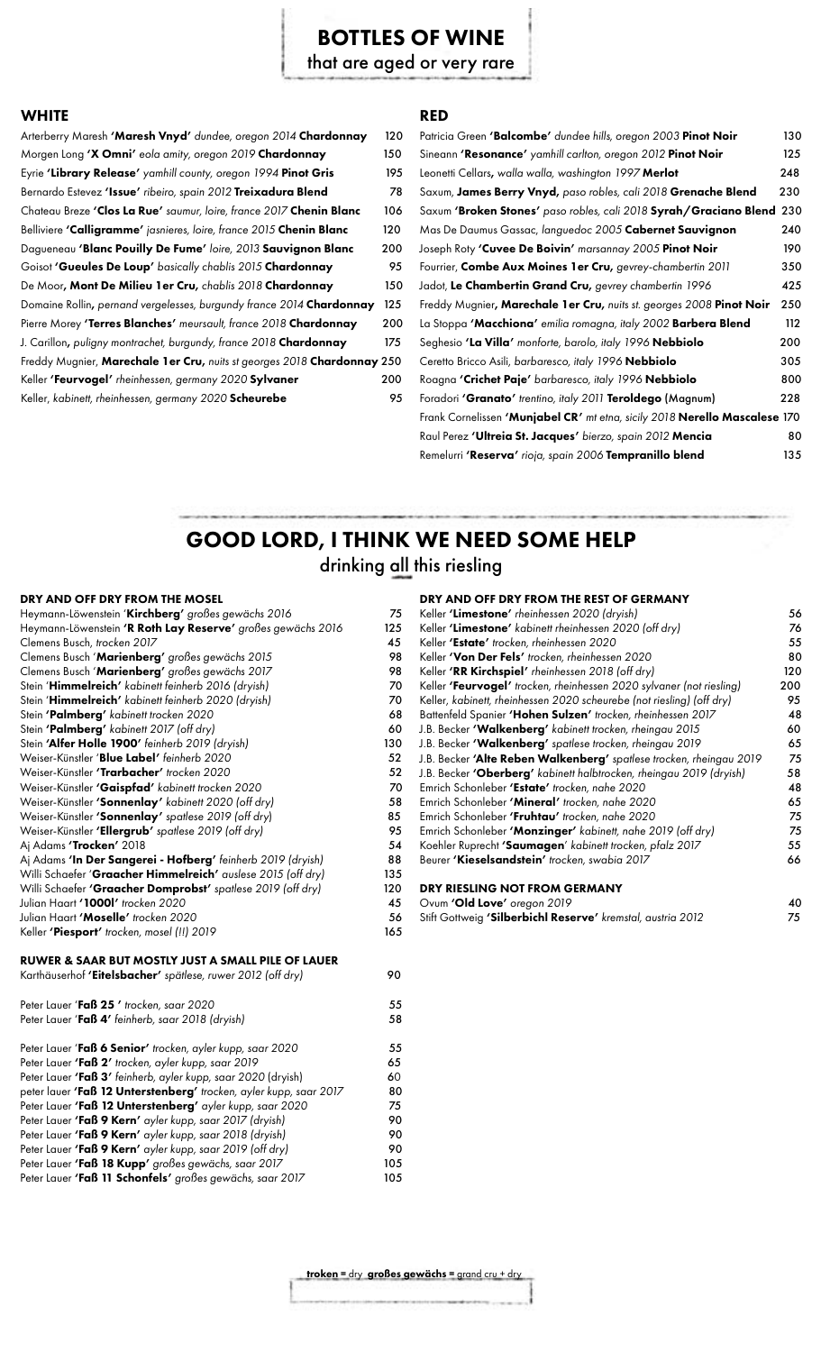# BOTTLES OF WINE
that are aged or very rare

## WHITE

| | |
|---|---|
| Arterberry Maresh **'Maresh Vnyd'** *dundee, oregon 2014* **Chardonnay** | 120 |
| Morgen Long **'X Omni'** *eola amity, oregon 2019* **Chardonnay** | 150 |
| Eyrie **'Library Release'** *yamhill county, oregon 1994* **Pinot Gris** | 195 |
| Bernardo Estevez **'Issue'** *ribeiro, spain 2012* **Treixadura Blend** | 78 |
| Chateau Breze **'Clos La Rue'** *saumur, loire, france 2017* **Chenin Blanc** | 106 |
| Belliviere **'Calligramme'** *jasnieres, loire, france 2015* **Chenin Blanc** | 120 |
| Dagueneau **'Blanc Pouilly De Fume'** *loire, 2013* **Sauvignon Blanc** | 200 |
| Goisot **'Gueules De Loup'** *basically chablis 2015* **Chardonnay** | 95 |
| De Moor**, Mont De Milieu 1er Cru,** *chablis 2018* **Chardonnay** | 150 |
| Domaine Rollin**,** *pernand vergelesses, burgundy france 2014* **Chardonnay** | 125 |
| Pierre Morey **'Terres Blanches'** *meursault, france 2018* **Chardonnay** | 200 |
| J. Carillon**,** *puligny montrachet, burgundy, france 2018* **Chardonnay** | 175 |
| Freddy Mugnier, **Marechale 1er Cru,** *nuits st georges 2018* **Chardonnay** | 250 |
| Keller **'Feurvogel'** *rheinhessen, germany 2020* **Sylvaner** | 200 |
| Keller, *kabinett, rheinhessen, germany 2020* **Scheurebe** | 95 |

## RED

| | |
|---|---|
| Patricia Green **'Balcombe'** *dundee hills, oregon 2003* **Pinot Noir** | 130 |
| Sineann **'Resonance'** *yamhill carlton, oregon 2012* **Pinot Noir** | 125 |
| Leonetti Cellars**,** *walla walla, washington 1997* **Merlot** | 248 |
| Saxum, **James Berry Vnyd,** *paso robles, cali 2018* **Grenache Blend** | 230 |
| Saxum **'Broken Stones'** *paso robles, cali 2018* **Syrah/Graciano Blend** | 230 |
| Mas De Daumus Gassac, *languedoc 2005* **Cabernet Sauvignon** | 240 |
| Joseph Roty **'Cuvee De Boivin'** *marsannay 2005* **Pinot Noir** | 190 |
| Fourrier, **Combe Aux Moines 1er Cru,** *gevrey-chambertin 2011* | 350 |
| Jadot, **Le Chambertin Grand Cru,** *gevrey chambertin 1996* | 425 |
| Freddy Mugnier**, Marechale 1er Cru,** *nuits st. georges 2008* **Pinot Noir** | 250 |
| La Stoppa **'Macchiona'** *emilia romagna, italy 2002* **Barbera Blend** | 112 |
| Seghesio **'La Villa'** *monforte, barolo, italy 1996* **Nebbiolo** | 200 |
| Ceretto Bricco Asili, *barbaresco, italy 1996* **Nebbiolo** | 305 |
| Roagna **'Crichet Paje'** *barbaresco, italy 1996* **Nebbiolo** | 800 |
| Foradori **'Granato'** *trentino, italy 2011* **Teroldego** (Magnum) | 228 |
| Frank Cornelissen **'Munjabel CR'** *mt etna, sicily 2018* **Nerello Mascalese** | 170 |
| Raul Perez **'Ultreia St. Jacques'** *bierzo, spain 2012* **Mencia** | 80 |
| Remelurri **'Reserva'** *rioja, spain 2006* **Tempranillo blend** | 135 |

# GOOD LORD, I THINK WE NEED SOME HELP
drinking all this riesling

### DRY AND OFF DRY FROM THE MOSEL

| | |
|---|---|
| Heymann-Löwenstein '**Kirchberg**' *großes gewächs 2016* | 75 |
| Heymann-Löwenstein **'R Roth Lay Reserve'** *großes gewächs 2016* | 125 |
| Clemens Busch, *trocken 2017* | 45 |
| Clemens Busch '**Marienberg**' *großes gewächs 2015* | 98 |
| Clemens Busch '**Marienberg**' *großes gewächs 2017* | 98 |
| Stein '**Himmelreich**' *kabinett feinherb 2016 (dryish)* | 70 |
| Stein '**Himmelreich**' *kabinett feinherb 2020 (dryish)* | 70 |
| Stein **'Palmberg'** *kabinett trocken 2020* | 68 |
| Stein **'Palmberg'** *kabinett 2017 (off dry)* | 60 |
| Stein **'Alfer Holle 1900'** *feinherb 2019 (dryish)* | 130 |
| Weiser-Künstler '**Blue Label**' *feinherb 2020* | 52 |
| Weiser-Künstler '**Trarbacher**' *trocken 2020* | 52 |
| Weiser-Künstler **'Gaispfad'** *kabinett trocken 2020* | 70 |
| Weiser-Künstler **'Sonnenlay'** *kabinett 2020 (off dry)* | 58 |
| Weiser-Künstler **'Sonnenlay'** *spatlese 2019 (off dry)* | 85 |
| Weiser-Künstler **'Ellergrub'** *spatlese 2019 (off dry)* | 95 |
| Aj Adams **'Trocken'** 2018 | 54 |
| Aj Adams **'In Der Sangerei - Hofberg'** *feinherb 2019 (dryish)* | 88 |
| Willi Schaefer **'Graacher Himmelreich'** *auslese 2015 (off dry)* | 135 |
| Willi Schaefer **'Graacher Domprobst'** *spatlese 2019 (off dry)* | 120 |
| Julian Haart **'1000l'** *trocken 2020* | 45 |
| Julian Haart **'Moselle'** *trocken 2020* | 56 |
| Keller **'Piesport'** *trocken, mosel (!!) 2019* | 165 |

### RUWER & SAAR BUT MOSTLY JUST A SMALL PILE OF LAUER

| | |
|---|---|
| Karthäuserhof **'Eitelsbacher'** *spätlese, ruwer 2012 (off dry)* | 90 |
| Peter Lauer '**Faß 25** ' *trocken, saar 2020* | 55 |
| Peter Lauer '**Faß 4**' *feinherb, saar 2018 (dryish)* | 58 |
| Peter Lauer '**Faß 6 Senior**' *trocken, ayler kupp, saar 2020* | 55 |
| Peter Lauer **'Faß 2'** *trocken, ayler kupp, saar 2019* | 65 |
| Peter Lauer **'Faß 3'** *feinherb, ayler kupp, saar 2020* (dryish) | 60 |
| peter lauer **'Faß 12 Unterstenberg'** *trocken, ayler kupp, saar 2017* | 80 |
| Peter Lauer **'Faß 12 Unterstenberg'** *ayler kupp, saar 2020* | 75 |
| Peter Lauer **'Faß 9 Kern'** *ayler kupp, saar 2017 (dryish)* | 90 |
| Peter Lauer **'Faß 9 Kern'** *ayler kupp, saar 2018 (dryish)* | 90 |
| Peter Lauer **'Faß 9 Kern'** *ayler kupp, saar 2019 (off dry)* | 90 |
| Peter Lauer **'Faß 18 Kupp'** *großes gewächs, saar 2017* | 105 |
| Peter Lauer **'Faß 11 Schonfels'** *großes gewächs, saar 2017* | 105 |

### DRY AND OFF DRY FROM THE REST OF GERMANY

| | |
|---|---|
| Keller **'Limestone'** *rheinhessen 2020 (dryish)* | 56 |
| Keller **'Limestone'** *kabinett rheinhessen 2020 (off dry)* | 76 |
| Keller **'Estate'** *trocken, rheinhessen 2020* | 55 |
| Keller **'Von Der Fels'** *trocken, rheinhessen 2020* | 80 |
| Keller **'RR Kirchspiel'** *rheinhessen 2018 (off dry)* | 120 |
| Keller **'Feurvogel'** *trocken, rheinhessen 2020 sylvaner (not riesling)* | 200 |
| Keller, *kabinett, rheinhessen 2020 scheurebe (not riesling) (off dry)* | 95 |
| Battenfeld Spanier **'Hohen Sulzen'** *trocken, rheinhessen 2017* | 48 |
| J.B. Becker **'Walkenberg'** *kabinett trocken, rheingau 2015* | 60 |
| J.B. Becker **'Walkenberg'** *spatlese trocken, rheingau 2019* | 65 |
| J.B. Becker **'Alte Reben Walkenberg'** *spatlese trocken, rheingau 2019* | 75 |
| J.B. Becker **'Oberberg'** *kabinett halbtrocken, rheingau 2019 (dryish)* | 58 |
| Emrich Schonleber **'Estate'** *trocken, nahe 2020* | 48 |
| Emrich Schonleber **'Mineral'** *trocken, nahe 2020* | 65 |
| Emrich Schonleber **'Fruhtau'** *trocken, nahe 2020* | 75 |
| Emrich Schonleber **'Monzinger'** *kabinett, nahe 2019 (off dry)* | 75 |
| Koehler Ruprecht **'Saumagen**' *kabinett trocken, pfalz 2017* | 55 |
| Beurer **'Kieselsandstein'** *trocken, swabia 2017* | 66 |

### DRY RIESLING NOT FROM GERMANY

| | |
|---|---|
| Ovum **'Old Love'** *oregon 2019* | 40 |
| Stift Gottweig **'Silberbichl Reserve'** *kremstal, austria 2012* | 75 |

**troken =** dry **großes gewächs =** grand cru + dry